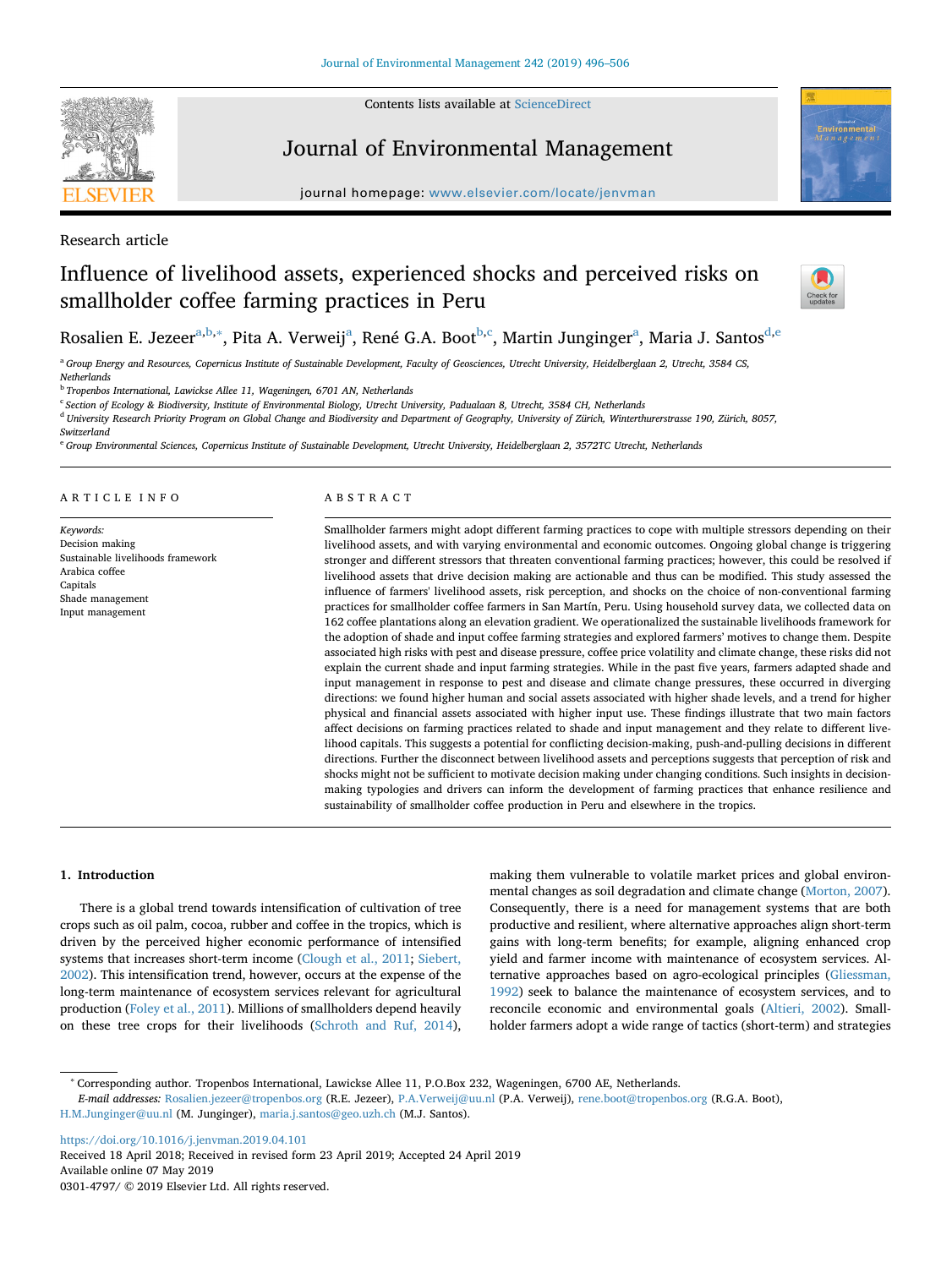Contents lists available at ScienceDirect

# Journal of Environmental Management

journal homepage: www.elsevier.com/locate/jenvman

Research article

# Influence of livelihood assets, experienced shocks and perceived risks on smallholder coffee farming practices in Peru

Rosalien E. Jezeer[a,b,*], Pita A. Verweij[a], René G.A. Boot[b,c], Martin Junginger[a], Maria J. Santos[d,e]

[a] Group Energy and Resources, Copernicus Institute of Sustainable Development, Faculty of Geosciences, Utrecht University, Heidelberglaan 2, Utrecht, 3584 CS, Netherlands

[b] Tropenbos International, Lawickse Allee 11, Wageningen, 6701 AN, Netherlands

[c] Section of Ecology & Biodiversity, Institute of Environmental Biology, Utrecht University, Padualaan 8, Utrecht, 3584 CH, Netherlands

[d] University Research Priority Program on Global Change and Biodiversity and Department of Geography, University of Zürich, Winterthurerstrasse 190, Zürich, 8057, Switzerland

[e] Group Environmental Sciences, Copernicus Institute of Sustainable Development, Utrecht University, Heidelberglaan 2, 3572TC Utrecht, Netherlands

## ARTICLE INFO

*Keywords:*
Decision making
Sustainable livelihoods framework
Arabica coffee
Capitals
Shade management
Input management

## ABSTRACT

Smallholder farmers might adopt different farming practices to cope with multiple stressors depending on their livelihood assets, and with varying environmental and economic outcomes. Ongoing global change is triggering stronger and different stressors that threaten conventional farming practices; however, this could be resolved if livelihood assets that drive decision making are actionable and thus can be modified. This study assessed the influence of farmers' livelihood assets, risk perception, and shocks on the choice of non-conventional farming practices for smallholder coffee farmers in San Martín, Peru. Using household survey data, we collected data on 162 coffee plantations along an elevation gradient. We operationalized the sustainable livelihoods framework for the adoption of shade and input coffee farming strategies and explored farmers' motives to change them. Despite associated high risks with pest and disease pressure, coffee price volatility and climate change, these risks did not explain the current shade and input farming strategies. While in the past five years, farmers adapted shade and input management in response to pest and disease and climate change pressures, these occurred in diverging directions: we found higher human and social assets associated with higher shade levels, and a trend for higher physical and financial assets associated with higher input use. These findings illustrate that two main factors affect decisions on farming practices related to shade and input management and they relate to different livelihood capitals. This suggests a potential for conflicting decision-making, push-and-pulling decisions in different directions. Further the disconnect between livelihood assets and perceptions suggests that perception of risk and shocks might not be sufficient to motivate decision making under changing conditions. Such insights in decision-making typologies and drivers can inform the development of farming practices that enhance resilience and sustainability of smallholder coffee production in Peru and elsewhere in the tropics.

## 1. Introduction

There is a global trend towards intensification of cultivation of tree crops such as oil palm, cocoa, rubber and coffee in the tropics, which is driven by the perceived higher economic performance of intensified systems that increases short-term income (Clough et al., 2011; Siebert, 2002). This intensification trend, however, occurs at the expense of the long-term maintenance of ecosystem services relevant for agricultural production (Foley et al., 2011). Millions of smallholders depend heavily on these tree crops for their livelihoods (Schroth and Ruf, 2014), making them vulnerable to volatile market prices and global environmental changes as soil degradation and climate change (Morton, 2007). Consequently, there is a need for management systems that are both productive and resilient, where alternative approaches align short-term gains with long-term benefits; for example, aligning enhanced crop yield and farmer income with maintenance of ecosystem services. Alternative approaches based on agro-ecological principles (Gliessman, 1992) seek to balance the maintenance of ecosystem services, and to reconcile economic and environmental goals (Altieri, 2002). Smallholder farmers adopt a wide range of tactics (short-term) and strategies

* Corresponding author. Tropenbos International, Lawickse Allee 11, P.O.Box 232, Wageningen, 6700 AE, Netherlands.
*E-mail addresses:* Rosalien.jezeer@tropenbos.org (R.E. Jezeer), P.A.Verweij@uu.nl (P.A. Verweij), rene.boot@tropenbos.org (R.G.A. Boot), H.M.Junginger@uu.nl (M. Junginger), maria.j.santos@geo.uzh.ch (M.J. Santos).

https://doi.org/10.1016/j.jenvman.2019.04.101
Received 18 April 2018; Received in revised form 23 April 2019; Accepted 24 April 2019
Available online 07 May 2019
0301-4797/ © 2019 Elsevier Ltd. All rights reserved.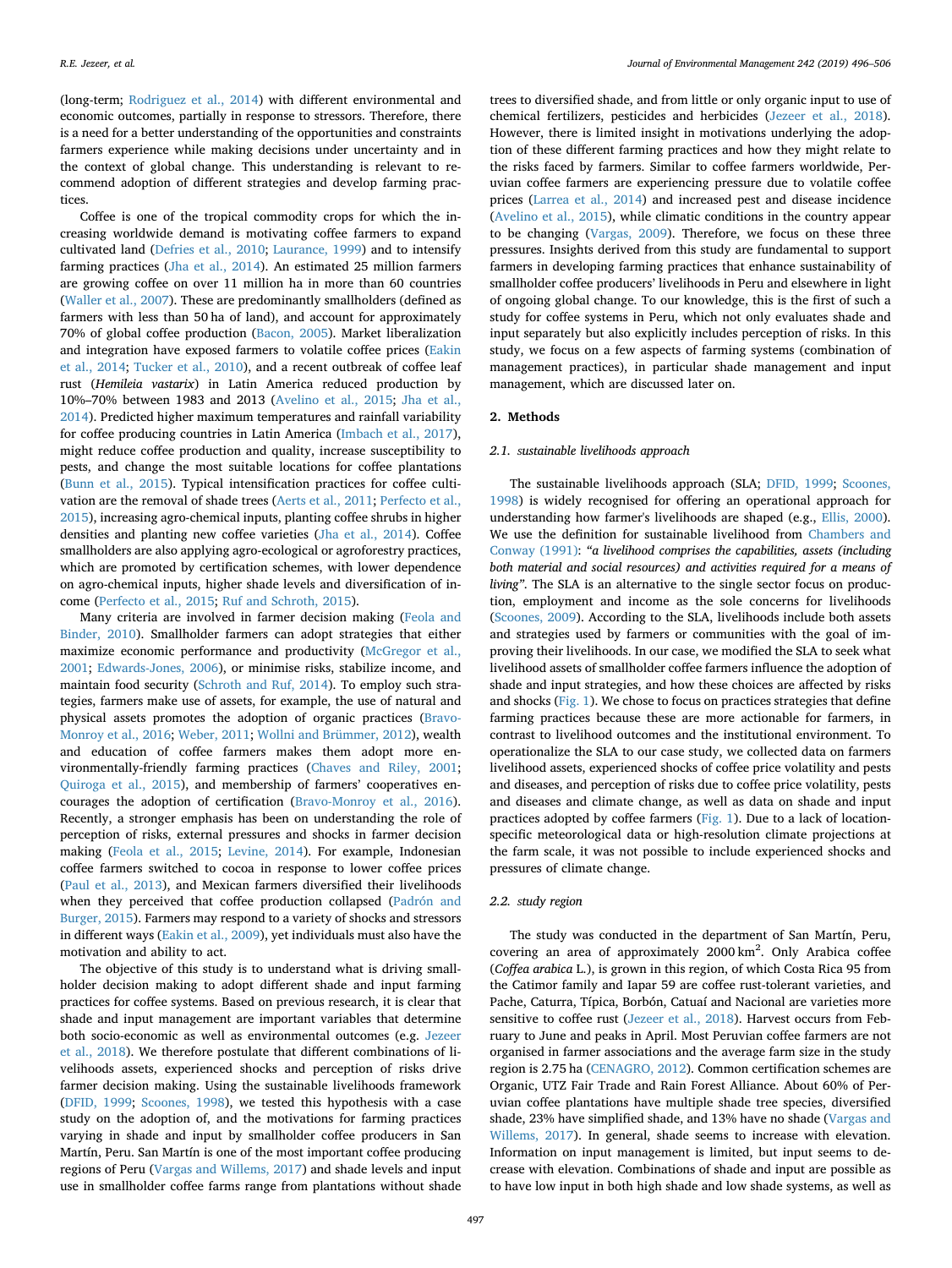(long-term; Rodriguez et al., 2014) with different environmental and economic outcomes, partially in response to stressors. Therefore, there is a need for a better understanding of the opportunities and constraints farmers experience while making decisions under uncertainty and in the context of global change. This understanding is relevant to recommend adoption of different strategies and develop farming practices.

Coffee is one of the tropical commodity crops for which the increasing worldwide demand is motivating coffee farmers to expand cultivated land (Defries et al., 2010; Laurance, 1999) and to intensify farming practices (Jha et al., 2014). An estimated 25 million farmers are growing coffee on over 11 million ha in more than 60 countries (Waller et al., 2007). These are predominantly smallholders (defined as farmers with less than 50 ha of land), and account for approximately 70% of global coffee production (Bacon, 2005). Market liberalization and integration have exposed farmers to volatile coffee prices (Eakin et al., 2014; Tucker et al., 2010), and a recent outbreak of coffee leaf rust (*Hemileia vastarix*) in Latin America reduced production by 10%–70% between 1983 and 2013 (Avelino et al., 2015; Jha et al., 2014). Predicted higher maximum temperatures and rainfall variability for coffee producing countries in Latin America (Imbach et al., 2017), might reduce coffee production and quality, increase susceptibility to pests, and change the most suitable locations for coffee plantations (Bunn et al., 2015). Typical intensification practices for coffee cultivation are the removal of shade trees (Aerts et al., 2011; Perfecto et al., 2015), increasing agro-chemical inputs, planting coffee shrubs in higher densities and planting new coffee varieties (Jha et al., 2014). Coffee smallholders are also applying agro-ecological or agroforestry practices, which are promoted by certification schemes, with lower dependence on agro-chemical inputs, higher shade levels and diversification of income (Perfecto et al., 2015; Ruf and Schroth, 2015).

Many criteria are involved in farmer decision making (Feola and Binder, 2010). Smallholder farmers can adopt strategies that either maximize economic performance and productivity (McGregor et al., 2001; Edwards-Jones, 2006), or minimise risks, stabilize income, and maintain food security (Schroth and Ruf, 2014). To employ such strategies, farmers make use of assets, for example, the use of natural and physical assets promotes the adoption of organic practices (Bravo-Monroy et al., 2016; Weber, 2011; Wollni and Brümmer, 2012), wealth and education of coffee farmers makes them adopt more environmentally-friendly farming practices (Chaves and Riley, 2001; Quiroga et al., 2015), and membership of farmers' cooperatives encourages the adoption of certification (Bravo-Monroy et al., 2016). Recently, a stronger emphasis has been on understanding the role of perception of risks, external pressures and shocks in farmer decision making (Feola et al., 2015; Levine, 2014). For example, Indonesian coffee farmers switched to cocoa in response to lower coffee prices (Paul et al., 2013), and Mexican farmers diversified their livelihoods when they perceived that coffee production collapsed (Padrón and Burger, 2015). Farmers may respond to a variety of shocks and stressors in different ways (Eakin et al., 2009), yet individuals must also have the motivation and ability to act.

The objective of this study is to understand what is driving smallholder decision making to adopt different shade and input farming practices for coffee systems. Based on previous research, it is clear that shade and input management are important variables that determine both socio-economic as well as environmental outcomes (e.g. Jezeer et al., 2018). We therefore postulate that different combinations of livelihoods assets, experienced shocks and perception of risks drive farmer decision making. Using the sustainable livelihoods framework (DFID, 1999; Scoones, 1998), we tested this hypothesis with a case study on the adoption of, and the motivations for farming practices varying in shade and input by smallholder coffee producers in San Martín, Peru. San Martín is one of the most important coffee producing regions of Peru (Vargas and Willems, 2017) and shade levels and input use in smallholder coffee farms range from plantations without shade trees to diversified shade, and from little or only organic input to use of chemical fertilizers, pesticides and herbicides (Jezeer et al., 2018). However, there is limited insight in motivations underlying the adoption of these different farming practices and how they might relate to the risks faced by farmers. Similar to coffee farmers worldwide, Peruvian coffee farmers are experiencing pressure due to volatile coffee prices (Larrea et al., 2014) and increased pest and disease incidence (Avelino et al., 2015), while climatic conditions in the country appear to be changing (Vargas, 2009). Therefore, we focus on these three pressures. Insights derived from this study are fundamental to support farmers in developing farming practices that enhance sustainability of smallholder coffee producers' livelihoods in Peru and elsewhere in light of ongoing global change. To our knowledge, this is the first of such a study for coffee systems in Peru, which not only evaluates shade and input separately but also explicitly includes perception of risks. In this study, we focus on a few aspects of farming systems (combination of management practices), in particular shade management and input management, which are discussed later on.

## 2. Methods

### 2.1. sustainable livelihoods approach

The sustainable livelihoods approach (SLA; DFID, 1999; Scoones, 1998) is widely recognised for offering an operational approach for understanding how farmer's livelihoods are shaped (e.g., Ellis, 2000). We use the definition for sustainable livelihood from Chambers and Conway (1991): *"a livelihood comprises the capabilities, assets (including both material and social resources) and activities required for a means of living"*. The SLA is an alternative to the single sector focus on production, employment and income as the sole concerns for livelihoods (Scoones, 2009). According to the SLA, livelihoods include both assets and strategies used by farmers or communities with the goal of improving their livelihoods. In our case, we modified the SLA to seek what livelihood assets of smallholder coffee farmers influence the adoption of shade and input strategies, and how these choices are affected by risks and shocks (Fig. 1). We chose to focus on practices strategies that define farming practices because these are more actionable for farmers, in contrast to livelihood outcomes and the institutional environment. To operationalize the SLA to our case study, we collected data on farmers livelihood assets, experienced shocks of coffee price volatility and pests and diseases, and perception of risks due to coffee price volatility, pests and diseases and climate change, as well as data on shade and input practices adopted by coffee farmers (Fig. 1). Due to a lack of location-specific meteorological data or high-resolution climate projections at the farm scale, it was not possible to include experienced shocks and pressures of climate change.

### 2.2. study region

The study was conducted in the department of San Martín, Peru, covering an area of approximately 2000 $km^2$. Only Arabica coffee (*Coffea arabica* L.), is grown in this region, of which Costa Rica 95 from the Catimor family and Iapar 59 are coffee rust-tolerant varieties, and Pache, Caturra, Típica, Borbón, Catuaí and Nacional are varieties more sensitive to coffee rust (Jezeer et al., 2018). Harvest occurs from February to June and peaks in April. Most Peruvian coffee farmers are not organised in farmer associations and the average farm size in the study region is 2.75 ha (CENAGRO, 2012). Common certification schemes are Organic, UTZ Fair Trade and Rain Forest Alliance. About 60% of Peruvian coffee plantations have multiple shade tree species, diversified shade, 23% have simplified shade, and 13% have no shade (Vargas and Willems, 2017). In general, shade seems to increase with elevation. Information on input management is limited, but input seems to decrease with elevation. Combinations of shade and input are possible as to have low input in both high shade and low shade systems, as well as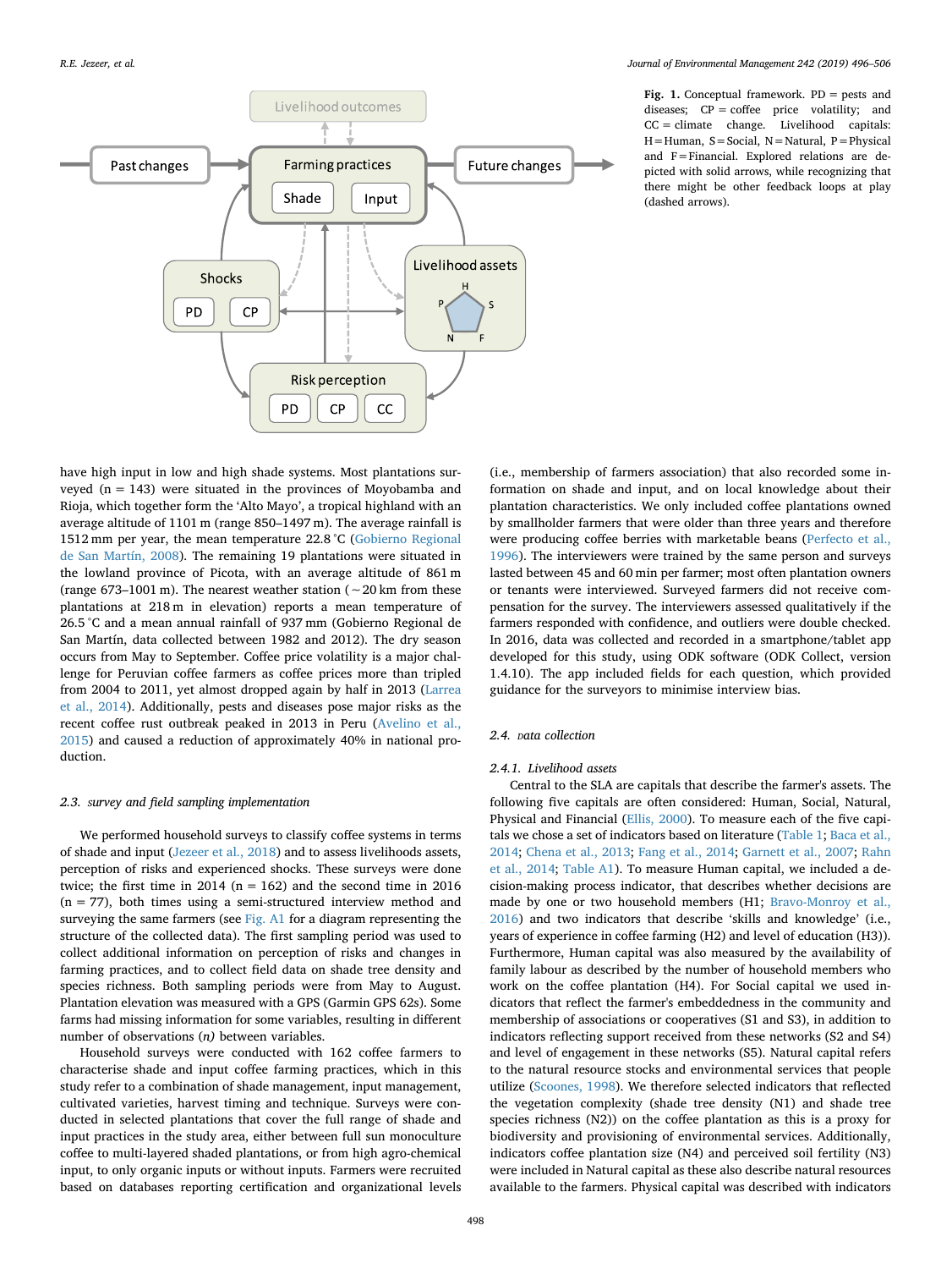Fig. 1. Conceptual framework. PD = pests and diseases; CP = coffee price volatility; and CC = climate change. Livelihood capitals: H = Human, S = Social, N = Natural, P = Physical and F = Financial. Explored relations are depicted with solid arrows, while recognizing that there might be other feedback loops at play (dashed arrows).

have high input in low and high shade systems. Most plantations surveyed (n = 143) were situated in the provinces of Moyobamba and Rioja, which together form the 'Alto Mayo', a tropical highland with an average altitude of 1101 m (range 850–1497 m). The average rainfall is 1512 mm per year, the mean temperature 22.8 °C (Gobierno Regional de San Martín, 2008). The remaining 19 plantations were situated in the lowland province of Picota, with an average altitude of 861 m (range 673–1001 m). The nearest weather station (~20 km from these plantations at 218 m in elevation) reports a mean temperature of 26.5 °C and a mean annual rainfall of 937 mm (Gobierno Regional de San Martín, data collected between 1982 and 2012). The dry season occurs from May to September. Coffee price volatility is a major challenge for Peruvian coffee farmers as coffee prices more than tripled from 2004 to 2011, yet almost dropped again by half in 2013 (Larrea et al., 2014). Additionally, pests and diseases pose major risks as the recent coffee rust outbreak peaked in 2013 in Peru (Avelino et al., 2015) and caused a reduction of approximately 40% in national production.

### 2.3. survey and field sampling implementation

We performed household surveys to classify coffee systems in terms of shade and input (Jezeer et al., 2018) and to assess livelihoods assets, perception of risks and experienced shocks. These surveys were done twice; the first time in 2014 (n = 162) and the second time in 2016 (n = 77), both times using a semi-structured interview method and surveying the same farmers (see Fig. A1 for a diagram representing the structure of the collected data). The first sampling period was used to collect additional information on perception of risks and changes in farming practices, and to collect field data on shade tree density and species richness. Both sampling periods were from May to August. Plantation elevation was measured with a GPS (Garmin GPS 62s). Some farms had missing information for some variables, resulting in different number of observations (*n*) between variables.

Household surveys were conducted with 162 coffee farmers to characterise shade and input coffee farming practices, which in this study refer to a combination of shade management, input management, cultivated varieties, harvest timing and technique. Surveys were conducted in selected plantations that cover the full range of shade and input practices in the study area, either between full sun monoculture coffee to multi-layered shaded plantations, or from high agro-chemical input, to only organic inputs or without inputs. Farmers were recruited based on databases reporting certification and organizational levels (i.e., membership of farmers association) that also recorded some information on shade and input, and on local knowledge about their plantation characteristics. We only included coffee plantations owned by smallholder farmers that were older than three years and therefore were producing coffee berries with marketable beans (Perfecto et al., 1996). The interviewers were trained by the same person and surveys lasted between 45 and 60 min per farmer; most often plantation owners or tenants were interviewed. Surveyed farmers did not receive compensation for the survey. The interviewers assessed qualitatively if the farmers responded with confidence, and outliers were double checked. In 2016, data was collected and recorded in a smartphone/tablet app developed for this study, using ODK software (ODK Collect, version 1.4.10). The app included fields for each question, which provided guidance for the surveyors to minimise interview bias.

### 2.4. Data collection

#### 2.4.1. Livelihood assets

Central to the SLA are capitals that describe the farmer's assets. The following five capitals are often considered: Human, Social, Natural, Physical and Financial (Ellis, 2000). To measure each of the five capitals we chose a set of indicators based on literature (Table 1; Baca et al., 2014; Chena et al., 2013; Fang et al., 2014; Garnett et al., 2007; Rahn et al., 2014; Table A1). To measure Human capital, we included a decision-making process indicator, that describes whether decisions are made by one or two household members (H1; Bravo-Monroy et al., 2016) and two indicators that describe 'skills and knowledge' (i.e., years of experience in coffee farming (H2) and level of education (H3)). Furthermore, Human capital was also measured by the availability of family labour as described by the number of household members who work on the coffee plantation (H4). For Social capital we used indicators that reflect the farmer's embeddedness in the community and membership of associations or cooperatives (S1 and S3), in addition to indicators reflecting support received from these networks (S2 and S4) and level of engagement in these networks (S5). Natural capital refers to the natural resource stocks and environmental services that people utilize (Scoones, 1998). We therefore selected indicators that reflected the vegetation complexity (shade tree density (N1) and shade tree species richness (N2)) on the coffee plantation as this is a proxy for biodiversity and provisioning of environmental services. Additionally, indicators coffee plantation size (N4) and perceived soil fertility (N3) were included in Natural capital as these also describe natural resources available to the farmers. Physical capital was described with indicators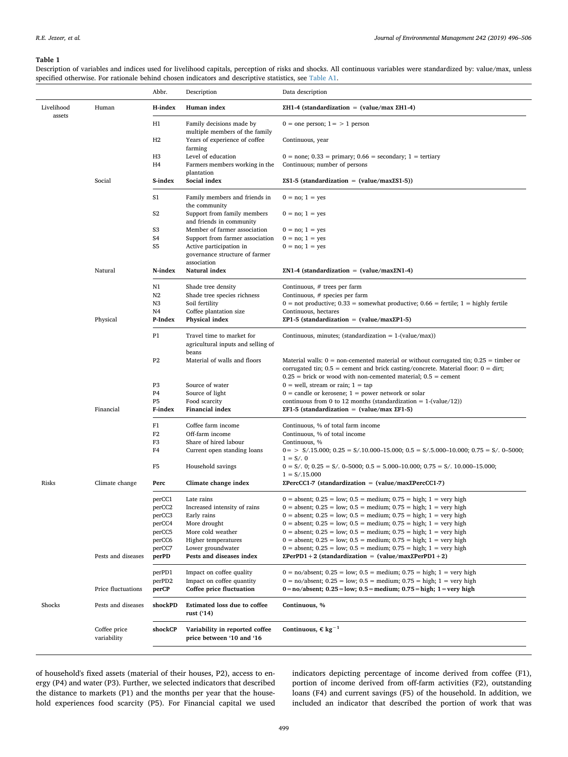**Table 1**

Description of variables and indices used for livelihood capitals, perception of risks and shocks. All continuous variables were standardized by: value/max, unless specified otherwise. For rationale behind chosen indicators and descriptive statistics, see Table A1.

| | | Abbr. | Description | Data description |
|---|---|---|---|---|
| Livelihood assets | Human | **H-index** | **Human index** | **ΣH1-4 (standardization = (value/max ΣH1-4)** |
| | | H1 | Family decisions made by multiple members of the family | 0 = one person; 1 = > 1 person |
| | | H2 | Years of experience of coffee farming | Continuous, year |
| | | H3 | Level of education | 0 = none; 0.33 = primary; 0.66 = secondary; 1 = tertiary |
| | | H4 | Farmers members working in the plantation | Continuous; number of persons |
| | Social | **S-index** | **Social index** | **ΣS1-5 (standardization = (value/maxΣS1-5))** |
| | | S1 | Family members and friends in the community | 0 = no; 1 = yes |
| | | S2 | Support from family members and friends in community | 0 = no; 1 = yes |
| | | S3 | Member of farmer association | 0 = no; 1 = yes |
| | | S4 | Support from farmer association | 0 = no; 1 = yes |
| | | S5 | Active participation in governance structure of farmer association | 0 = no; 1 = yes |
| | Natural | **N-index** | **Natural index** | **ΣN1-4 (standardization = (value/maxΣN1-4)** |
| | | N1 | Shade tree density | Continuous, # trees per farm |
| | | N2 | Shade tree species richness | Continuous, # species per farm |
| | | N3 | Soil fertility | 0 = not productive; 0.33 = somewhat productive; 0.66 = fertile; 1 = highly fertile |
| | | N4 | Coffee plantation size | Continuous, hectares |
| | Physical | **P-Index** | **Physical index** | **ΣP1-5 (standardization = (value/maxΣP1-5)** |
| | | P1 | Travel time to market for agricultural inputs and selling of beans | Continuous, minutes; (standardization = 1-(value/max)) |
| | | P2 | Material of walls and floors | Material walls: 0 = non-cemented material or without corrugated tin; 0.25 = timber or corrugated tin; 0.5 = cement and brick casting/concrete. Material floor: 0 = dirt; 0.25 = brick or wood with non-cemented material; 0.5 = cement |
| | | P3 | Source of water | 0 = well, stream or rain; 1 = tap |
| | | P4 | Source of light | 0 = candle or kerosene; 1 = power network or solar |
| | | P5 | Food scarcity | continuous from 0 to 12 months (standardization = 1-(value/12)) |
| | Financial | **F-index** | **Financial index** | **ΣF1-5 (standardization = (value/max ΣF1-5)** |
| | | F1 | Coffee farm income | Continuous, % of total farm income |
| | | F2 | Off-farm income | Continuous, % of total income |
| | | F3 | Share of hired labour | Continuous, % |
| | | F4 | Current open standing loans | 0 = > S/.15.000; 0.25 = S/.10.000–15.000; 0.5 = S/.5.000–10.000; 0.75 = S/. 0–5000; 1 = S/. 0 |
| | | F5 | Household savings | 0 = S/. 0; 0.25 = S/. 0–5000; 0.5 = 5.000–10.000; 0.75 = S/. 10.000–15.000; 1 = S/.15.000 |
| Risks | Climate change | **Perc** | **Climate change index** | **ΣPercCC1-7 (standardization = (value/maxΣPercCC1-7)** |
| | | perCC1 | Late rains | 0 = absent; 0.25 = low; 0.5 = medium; 0.75 = high; 1 = very high |
| | | perCC2 | Increased intensity of rains | 0 = absent; 0.25 = low; 0.5 = medium; 0.75 = high; 1 = very high |
| | | perCC3 | Early rains | 0 = absent; 0.25 = low; 0.5 = medium; 0.75 = high; 1 = very high |
| | | perCC4 | More drought | 0 = absent; 0.25 = low; 0.5 = medium; 0.75 = high; 1 = very high |
| | | perCC5 | More cold weather | 0 = absent; 0.25 = low; 0.5 = medium; 0.75 = high; 1 = very high |
| | | perCC6 | Higher temperatures | 0 = absent; 0.25 = low; 0.5 = medium; 0.75 = high; 1 = very high |
| | | perCC7 | Lower groundwater | 0 = absent; 0.25 = low; 0.5 = medium; 0.75 = high; 1 = very high |
| | Pests and diseases | **perPD** | **Pests and diseases index** | **ΣPerPD1 + 2 (standardization = (value/maxΣPerPD1 + 2)** |
| | | perPD1 | Impact on coffee quality | 0 = no/absent; 0.25 = low; 0.5 = medium; 0.75 = high; 1 = very high |
| | | perPD2 | Impact on coffee quantity | 0 = no/absent; 0.25 = low; 0.5 = medium; 0.75 = high; 1 = very high |
| | Price fluctuations | **perCP** | **Coffee price fluctuation** | **0 = no/absent; 0.25 = low; 0.5 = medium; 0.75 = high; 1 = very high** |
| Shocks | Pests and diseases | **shockPD** | **Estimated loss due to coffee rust ('14)** | **Continuous, %** |
| | Coffee price variability | **shockCP** | **Variability in reported coffee price between '10 and '16** | **Continuous, € $kg^{-1}$** |

of household's fixed assets (material of their houses, P2), access to energy (P4) and water (P3). Further, we selected indicators that described the distance to markets (P1) and the months per year that the household experiences food scarcity (P5). For Financial capital we used indicators depicting percentage of income derived from coffee (F1), portion of income derived from off-farm activities (F2), outstanding loans (F4) and current savings (F5) of the household. In addition, we included an indicator that described the portion of work that was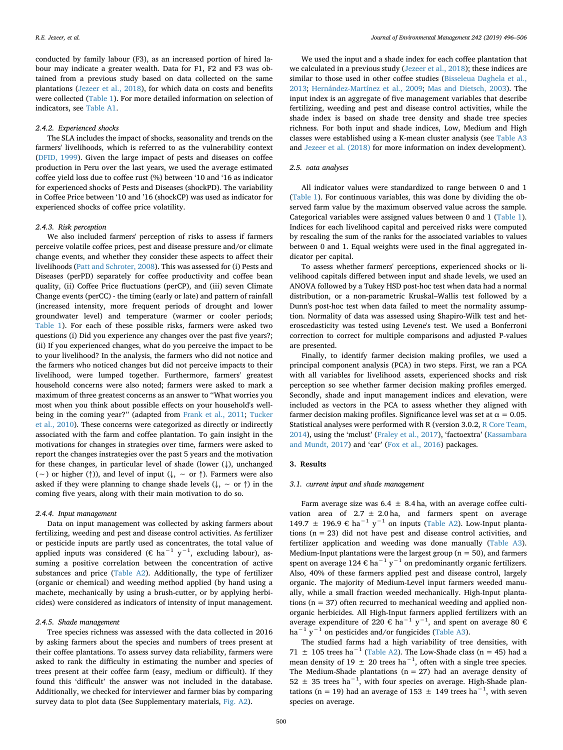conducted by family labour (F3), as an increased portion of hired labour may indicate a greater wealth. Data for F1, F2 and F3 was obtained from a previous study based on data collected on the same plantations (Jezeer et al., 2018), for which data on costs and benefits were collected (Table 1). For more detailed information on selection of indicators, see Table A1.

#### 2.4.2. Experienced shocks

The SLA includes the impact of shocks, seasonality and trends on the farmers' livelihoods, which is referred to as the vulnerability context (DFID, 1999). Given the large impact of pests and diseases on coffee production in Peru over the last years, we used the average estimated coffee yield loss due to coffee rust (%) between '10 and '16 as indicator for experienced shocks of Pests and Diseases (shockPD). The variability in Coffee Price between '10 and '16 (shockCP) was used as indicator for experienced shocks of coffee price volatility.

#### 2.4.3. Risk perception

We also included farmers' perception of risks to assess if farmers perceive volatile coffee prices, pest and disease pressure and/or climate change events, and whether they consider these aspects to affect their livelihoods (Patt and Schroter, 2008). This was assessed for (i) Pests and Diseases (perPD) separately for coffee productivity and coffee bean quality, (ii) Coffee Price fluctuations (perCP), and (iii) seven Climate Change events (perCC) - the timing (early or late) and pattern of rainfall (increased intensity, more frequent periods of drought and lower groundwater level) and temperature (warmer or cooler periods; Table 1). For each of these possible risks, farmers were asked two questions (i) Did you experience any changes over the past five years?; (ii) If you experienced changes, what do you perceive the impact to be to your livelihood? In the analysis, the farmers who did not notice and the farmers who noticed changes but did not perceive impacts to their livelihood, were lumped together. Furthermore, farmers' greatest household concerns were also noted; farmers were asked to mark a maximum of three greatest concerns as an answer to "What worries you most when you think about possible effects on your household's well-being in the coming year?" (adapted from Frank et al., 2011; Tucker et al., 2010). These concerns were categorized as directly or indirectly associated with the farm and coffee plantation. To gain insight in the motivations for changes in strategies over time, farmers were asked to report the changes instrategies over the past 5 years and the motivation for these changes, in particular level of shade (lower (↓), unchanged (~) or higher (↑)), and level of input (↓, ~ or ↑). Farmers were also asked if they were planning to change shade levels (↓, ~ or ↑) in the coming five years, along with their main motivation to do so.

#### 2.4.4. Input management

Data on input management was collected by asking farmers about fertilizing, weeding and pest and disease control activities. As fertilizer or pesticide inputs are partly used as concentrates, the total value of applied inputs was considered (€ $ha^{-1}$ $y^{-1}$, excluding labour), assuming a positive correlation between the concentration of active substances and price (Table A2). Additionally, the type of fertilizer (organic or chemical) and weeding method applied (by hand using a machete, mechanically by using a brush-cutter, or by applying herbicides) were considered as indicators of intensity of input management.

#### 2.4.5. Shade management

Tree species richness was assessed with the data collected in 2016 by asking farmers about the species and numbers of trees present at their coffee plantations. To assess survey data reliability, farmers were asked to rank the difficulty in estimating the number and species of trees present at their coffee farm (easy, medium or difficult). If they found this 'difficult' the answer was not included in the database. Additionally, we checked for interviewer and farmer bias by comparing survey data to plot data (See Supplementary materials, Fig. A2).

We used the input and a shade index for each coffee plantation that we calculated in a previous study (Jezeer et al., 2018); these indices are similar to those used in other coffee studies (Bisseleua Daghela et al., 2013; Hernández-Martínez et al., 2009; Mas and Dietsch, 2003). The input index is an aggregate of five management variables that describe fertilizing, weeding and pest and disease control activities, while the shade index is based on shade tree density and shade tree species richness. For both input and shade indices, Low, Medium and High classes were established using a K-mean cluster analysis (see Table A3 and Jezeer et al. (2018) for more information on index development).

### 2.5. Data analyses

All indicator values were standardized to range between 0 and 1 (Table 1). For continuous variables, this was done by dividing the observed farm value by the maximum observed value across the sample. Categorical variables were assigned values between 0 and 1 (Table 1). Indices for each livelihood capital and perceived risks were computed by rescaling the sum of the ranks for the associated variables to values between 0 and 1. Equal weights were used in the final aggregated indicator per capital.

To assess whether farmers' perceptions, experienced shocks or livelihood capitals differed between input and shade levels, we used an ANOVA followed by a Tukey HSD post-hoc test when data had a normal distribution, or a non-parametric Kruskal–Wallis test followed by a Dunn's post-hoc test when data failed to meet the normality assumption. Normality of data was assessed using Shapiro-Wilk test and heteroscedasticity was tested using Levene's test. We used a Bonferroni correction to correct for multiple comparisons and adjusted P-values are presented.

Finally, to identify farmer decision making profiles, we used a principal component analysis (PCA) in two steps. First, we ran a PCA with all variables for livelihood assets, experienced shocks and risk perception so see whether farmer decision making profiles emerged. Secondly, shade and input management indices and elevation, were included as vectors in the PCA to assess whether they aligned with farmer decision making profiles. Significance level was set at $\alpha = 0.05$. Statistical analyses were performed with R (version 3.0.2, R Core Team, 2014), using the 'mclust' (Fraley et al., 2017), 'factoextra' (Kassambara and Mundt, 2017) and 'car' (Fox et al., 2016) packages.

## 3. Results

### 3.1. Current input and shade management

Farm average size was 6.4 ± 8.4 ha, with an average coffee cultivation area of 2.7 ± 2.0 ha, and farmers spent on average 149.7 ± 196.9 € $ha^{-1}$ $y^{-1}$ on inputs (Table A2). Low-Input plantations (n = 23) did not have pest and disease control activities, and fertilizer application and weeding was done manually (Table A3). Medium-Input plantations were the largest group (n = 50), and farmers spent on average 124 € $ha^{-1}$ $y^{-1}$ on predominantly organic fertilizers. Also, 40% of these farmers applied pest and disease control, largely organic. The majority of Medium-Level input farmers weeded manually, while a small fraction weeded mechanically. High-Input plantations (n = 37) often recurred to mechanical weeding and applied non-organic herbicides. All High-Input farmers applied fertilizers with an average expenditure of 220 € $ha^{-1}$ $y^{-1}$, and spent on average 80 € $ha^{-1}$ $y^{-1}$ on pesticides and/or fungicides (Table A3).

The studied farms had a high variability of tree densities, with 71 ± 105 trees $ha^{-1}$ (Table A2). The Low-Shade class (n = 45) had a mean density of 19 ± 20 trees $ha^{-1}$, often with a single tree species. The Medium-Shade plantations (n = 27) had an average density of 52 ± 35 trees $ha^{-1}$, with four species on average. High-Shade plantations (n = 19) had an average of 153 ± 149 trees $ha^{-1}$, with seven species on average.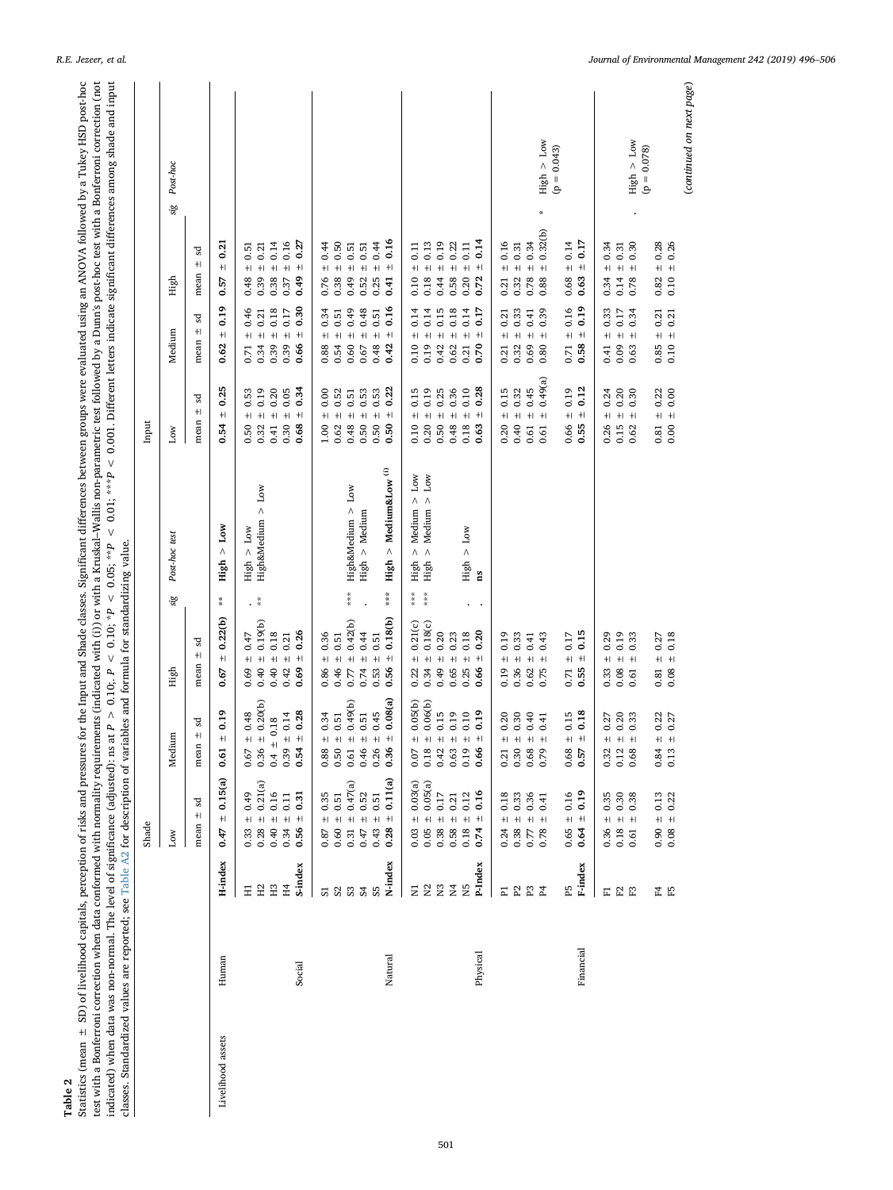**Table 2**

Statistics (mean ± SD) of livelihood capitals, perception of risks and pressures for the Input and Shade classes. Significant differences between groups were evaluated using an ANOVA followed by a Tukey HSD post-hoc test with a Bonferroni correction when data conformed with normality requirements (indicated with (i)) or with a Kruskal–Wallis non-parametric test followed by a Dunn's post-hoc test with a Bonferroni correction (not indicated) when data was non-normal. The level of significance (adjusted): ns at $P > 0.10$; . $P < 0.10$; * $P < 0.05$; ** $P < 0.01$; *** $P < 0.001$. Different letters indicate significant differences among shade and input classes. Standardized values are reported; see Table A2 for description of variables and formula for standardizing value.

| | | | Shade | | | | | Input | | | | |
|---|---|---|---|---|---|---|---|---|---|---|---|---|
| | | | Low | Medium | High | sig | Post-hoc test | Low | Medium | High | sig | Post-hoc |
| | | | mean ± sd | mean ± sd | mean ± sd | | | mean ± sd | mean ± sd | mean ± sd | | |
| Livelihood assets | Human | **H-index** | **0.47 ± 0.15(a)** | **0.61 ± 0.19** | **0.67 ± 0.22(b)** | ** | **High > Low** | **0.54 ± 0.25** | **0.62 ± 0.19** | **0.57 ± 0.21** | | |
| | | H1 | 0.33 ± 0.49 | 0.67 ± 0.48 | 0.69 ± 0.47 | . | High > Low | 0.50 ± 0.53 | 0.71 ± 0.46 | 0.48 ± 0.51 | | |
| | | H2 | 0.28 ± 0.21(a) | 0.36 ± 0.20(b) | 0.40 ± 0.19(b) | ** | High&Medium > Low | 0.32 ± 0.19 | 0.34 ± 0.21 | 0.39 ± 0.21 | | |
| | | H3 | 0.40 ± 0.16 | 0.4 ± 0.18 | 0.40 ± 0.18 | | | 0.41 ± 0.20 | 0.39 ± 0.18 | 0.38 ± 0.14 | | |
| | | H4 | 0.34 ± 0.11 | 0.39 ± 0.14 | 0.42 ± 0.21 | | | 0.30 ± 0.05 | 0.39 ± 0.17 | 0.37 ± 0.16 | | |
| | Social | **S-index** | **0.56 ± 0.31** | **0.54 ± 0.28** | **0.69 ± 0.26** | | | **0.68 ± 0.34** | **0.66 ± 0.30** | **0.49 ± 0.27** | | |
| | | S1 | 0.87 ± 0.35 | 0.88 ± 0.34 | 0.86 ± 0.36 | | | 1.00 ± 0.00 | 0.88 ± 0.34 | 0.76 ± 0.44 | | |
| | | S2 | 0.60 ± 0.51 | 0.50 ± 0.51 | 0.46 ± 0.51 | | | 0.62 ± 0.52 | 0.54 ± 0.51 | 0.38 ± 0.50 | | |
| | | S3 | 0.31 ± 0.47(a) | 0.61 ± 0.49(b) | 0.77 ± 0.42(b) | *** | High&Medium > Low | 0.48 ± 0.51 | 0.60 ± 0.49 | 0.49 ± 0.51 | | |
| | | S4 | 0.47 ± 0.52 | 0.46 ± 0.51 | 0.74 ± 0.44 | . | High > Medium | 0.50 ± 0.53 | 0.67 ± 0.48 | 0.52 ± 0.51 | | |
| | | S5 | 0.43 ± 0.51 | 0.26 ± 0.45 | 0.53 ± 0.51 | | | 0.50 ± 0.53 | 0.48 ± 0.51 | 0.25 ± 0.44 | | |
| | Natural | **N-index** | **0.28 ± 0.11(a)** | **0.36 ± 0.08(a)** | **0.56 ± 0.18(b)** | *** | **High > Medium&Low (i)** | **0.50 ± 0.22** | **0.42 ± 0.16** | **0.41 ± 0.16** | | |
| | | N1 | 0.03 ± 0.03(a) | 0.07 ± 0.05(b) | 0.22 ± 0.21(c) | *** | High > Medium > Low | 0.10 ± 0.15 | 0.10 ± 0.14 | 0.10 ± 0.11 | | |
| | | N2 | 0.05 ± 0.05(a) | 0.18 ± 0.06(b) | 0.34 ± 0.18(c) | *** | High > Medium > Low | 0.20 ± 0.19 | 0.19 ± 0.14 | 0.18 ± 0.13 | | |
| | | N3 | 0.38 ± 0.17 | 0.42 ± 0.15 | 0.49 ± 0.20 | | | 0.50 ± 0.25 | 0.42 ± 0.15 | 0.44 ± 0.19 | | |
| | | N4 | 0.58 ± 0.21 | 0.63 ± 0.19 | 0.65 ± 0.23 | | | 0.48 ± 0.36 | 0.62 ± 0.18 | 0.58 ± 0.22 | | |
| | | N5 | 0.18 ± 0.12 | 0.19 ± 0.10 | 0.25 ± 0.18 | . | High > Low | 0.18 ± 0.10 | 0.21 ± 0.14 | 0.20 ± 0.11 | | |
| | Physical | **P-Index** | **0.74 ± 0.16** | **0.66 ± 0.19** | **0.66 ± 0.20** | . | **ns** | **0.63 ± 0.28** | **0.70 ± 0.17** | **0.72 ± 0.14** | | |
| | | P1 | 0.24 ± 0.18 | 0.21 ± 0.20 | 0.19 ± 0.19 | | | 0.20 ± 0.15 | 0.21 ± 0.21 | 0.21 ± 0.16 | | |
| | | P2 | 0.38 ± 0.33 | 0.30 ± 0.30 | 0.36 ± 0.33 | | | 0.40 ± 0.32 | 0.32 ± 0.33 | 0.32 ± 0.31 | | |
| | | P3 | 0.77 ± 0.36 | 0.68 ± 0.40 | 0.62 ± 0.41 | | | 0.61 ± 0.45 | 0.69 ± 0.41 | 0.78 ± 0.34 | | |
| | | P4 | 0.78 ± 0.41 | 0.79 ± 0.41 | 0.75 ± 0.43 | | | 0.61 ± 0.49(a) | 0.80 ± 0.39 | 0.88 ± 0.32(b) | * | High > Low (p = 0.043) |
| | | P5 | 0.65 ± 0.16 | 0.68 ± 0.15 | 0.71 ± 0.17 | | | 0.66 ± 0.19 | 0.71 ± 0.16 | 0.68 ± 0.14 | | |
| | Financial | **F-index** | **0.64 ± 0.19** | **0.57 ± 0.18** | **0.55 ± 0.15** | | | **0.55 ± 0.12** | **0.58 ± 0.19** | **0.63 ± 0.17** | | |
| | | F1 | 0.36 ± 0.35 | 0.32 ± 0.27 | 0.33 ± 0.29 | | | 0.26 ± 0.24 | 0.41 ± 0.33 | 0.34 ± 0.34 | | |
| | | F2 | 0.18 ± 0.30 | 0.12 ± 0.20 | 0.08 ± 0.19 | | | 0.15 ± 0.20 | 0.09 ± 0.17 | 0.14 ± 0.31 | | |
| | | F3 | 0.61 ± 0.38 | 0.68 ± 0.33 | 0.61 ± 0.33 | | | 0.62 ± 0.30 | 0.63 ± 0.34 | 0.78 ± 0.30 | . | High > Low (p = 0.078) |
| | | F4 | 0.90 ± 0.13 | 0.84 ± 0.22 | 0.81 ± 0.27 | | | 0.81 ± 0.22 | 0.85 ± 0.21 | 0.82 ± 0.28 | | |
| | | F5 | 0.08 ± 0.22 | 0.13 ± 0.27 | 0.08 ± 0.18 | | | 0.00 ± 0.00 | 0.10 ± 0.21 | 0.10 ± 0.26 | | |

(continued on next page)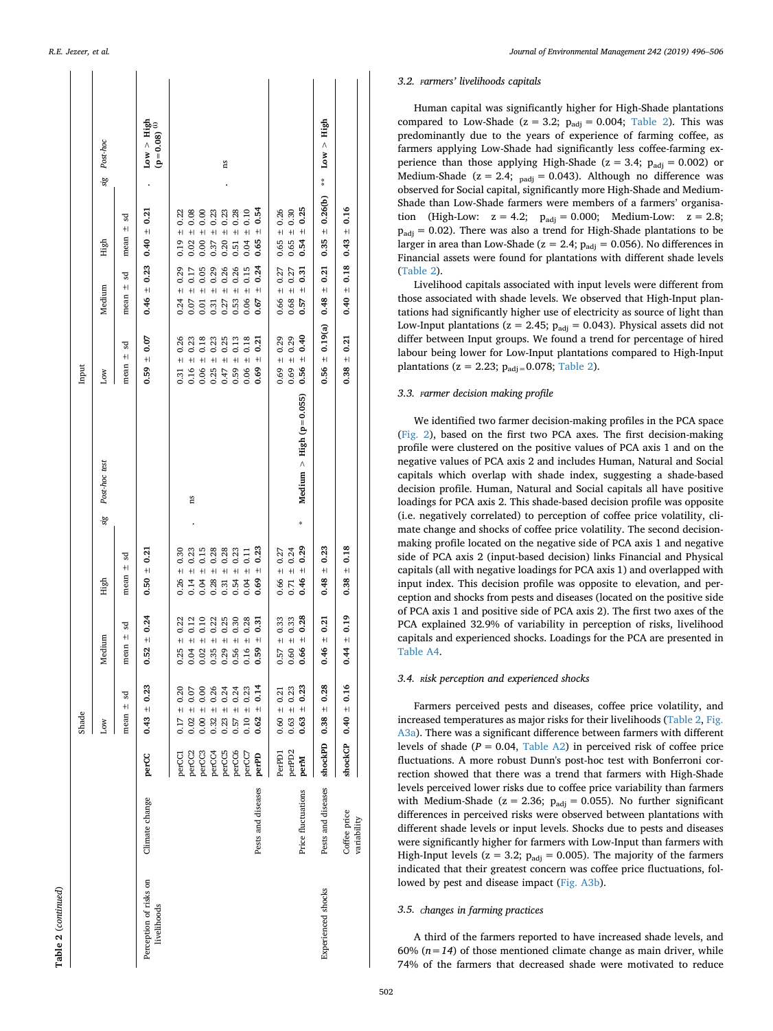**Table 2** (*continued*)

| | | | Shade | | | | | Input | | | | |
|---|---|---|---|---|---|---|---|---|---|---|---|---|
| | | | Low | Medium | High | sig | Post-hoc test | Low | Medium | High | sig | Post-hoc |
| | | | mean ± sd | mean ± sd | mean ± sd | | | mean ± sd | mean ± sd | mean ± sd | | |
| Perception of risks on livelihoods | Climate change | **perCC** | **0.43 ± 0.23** | **0.52 ± 0.24** | **0.50 ± 0.21** | | | **0.59 ± 0.07** | **0.46 ± 0.23** | **0.40 ± 0.21** | . | **Low > High (p = 0.08)** [(1)] |
| | | perCC1 | 0.17 ± 0.20 | 0.25 ± 0.22 | 0.26 ± 0.30 | . | ns | 0.31 ± 0.26 | 0.24 ± 0.29 | 0.19 ± 0.22 | . | ns |
| | | perCC2 | 0.02 ± 0.07 | 0.04 ± 0.12 | 0.14 ± 0.23 | | | 0.16 ± 0.23 | 0.07 ± 0.17 | 0.02 ± 0.08 | | |
| | | perCC3 | 0.00 ± 0.00 | 0.02 ± 0.10 | 0.04 ± 0.15 | | | 0.06 ± 0.18 | 0.01 ± 0.05 | 0.00 ± 0.00 | | |
| | | perCC4 | 0.32 ± 0.26 | 0.35 ± 0.22 | 0.28 ± 0.28 | | | 0.25 ± 0.23 | 0.31 ± 0.29 | 0.37 ± 0.23 | | |
| | | perCC5 | 0.23 ± 0.24 | 0.29 ± 0.25 | 0.31 ± 0.28 | | | 0.47 ± 0.25 | 0.27 ± 0.26 | 0.20 ± 0.23 | | |
| | | perCC6 | 0.57 ± 0.24 | 0.56 ± 0.30 | 0.54 ± 0.23 | | | 0.59 ± 0.13 | 0.53 ± 0.26 | 0.51 ± 0.28 | | |
| | | perCC7 | 0.10 ± 0.23 | 0.16 ± 0.28 | 0.04 ± 0.11 | | | 0.06 ± 0.18 | 0.06 ± 0.15 | 0.04 ± 0.10 | | |
| | Pests and diseases | **perPD** | **0.62 ± 0.14** | **0.59 ± 0.31** | **0.69 ± 0.23** | | | **0.69 ± 0.21** | **0.67 ± 0.24** | **0.65 ± 0.54** | | |
| | | PerPD1 | 0.60 ± 0.21 | 0.57 ± 0.33 | 0.66 ± 0.27 | | | 0.69 ± 0.29 | 0.66 ± 0.27 | 0.65 ± 0.26 | | |
| | | perPD2 | 0.63 ± 0.23 | 0.60 ± 0.33 | 0.71 ± 0.24 | | | 0.69 ± 0.29 | 0.68 ± 0.27 | 0.65 ± 0.30 | | |
| | Price fluctuations | **perM** | **0.63 ± 0.23** | **0.66 ± 0.28** | **0.46 ± 0.29** | * | **Medium > High (p = 0.055)** | **0.56 ± 0.40** | **0.57 ± 0.31** | **0.54 ± 0.25** | | |
| Experienced shocks | Pests and diseases | **shockPD** | **0.38 ± 0.28** | **0.46 ± 0.21** | **0.48 ± 0.23** | | | **0.56 ± 0.19(a)** | **0.48 ± 0.21** | **0.35 ± 0.26(b)** | ** | **Low > High** |
| | Coffee price variability | **shockCP** | **0.40 ± 0.16** | **0.44 ± 0.19** | **0.38 ± 0.18** | | | **0.38 ± 0.21** | **0.40 ± 0.18** | **0.43 ± 0.16** | | |

### 3.2. Farmers' livelihoods capitals

Human capital was significantly higher for High-Shade plantations compared to Low-Shade ($z = 3.2$; $p_{adj} = 0.004$; Table 2). This was predominantly due to the years of experience of farming coffee, as farmers applying Low-Shade had significantly less coffee-farming experience than those applying High-Shade ($z = 3.4$; $p_{adj} = 0.002$) or Medium-Shade ($z = 2.4$; $p_{adj} = 0.043$). Although no difference was observed for Social capital, significantly more High-Shade and Medium-Shade than Low-Shade farmers were members of a farmers' organisation (High-Low: $z = 4.2$; $p_{adj} = 0.000$; Medium-Low: $z = 2.8$; $p_{adj} = 0.02$). There was also a trend for High-Shade plantations to be larger in area than Low-Shade ($z = 2.4$; $p_{adj} = 0.056$). No differences in Financial assets were found for plantations with different shade levels (Table 2).

Livelihood capitals associated with input levels were different from those associated with shade levels. We observed that High-Input plantations had significantly higher use of electricity as source of light than Low-Input plantations ($z = 2.45$; $p_{adj} = 0.043$). Physical assets did not differ between Input groups. We found a trend for percentage of hired labour being lower for Low-Input plantations compared to High-Input plantations ($z = 2.23$; $p_{adj} = 0.078$; Table 2).

### 3.3. Farmer decision making profile

We identified two farmer decision-making profiles in the PCA space (Fig. 2), based on the first two PCA axes. The first decision-making profile were clustered on the positive values of PCA axis 1 and on the negative values of PCA axis 2 and includes Human, Natural and Social capitals which overlap with shade index, suggesting a shade-based decision profile. Human, Natural and Social capitals all have positive loadings for PCA axis 2. This shade-based decision profile was opposite (i.e. negatively correlated) to perception of coffee price volatility, climate change and shocks of coffee price volatility. The second decision-making profile located on the negative side of PCA axis 1 and negative side of PCA axis 2 (input-based decision) links Financial and Physical capitals (all with negative loadings for PCA axis 1) and overlapped with input index. This decision profile was opposite to elevation, and perception and shocks from pests and diseases (located on the positive side of PCA axis 1 and positive side of PCA axis 2). The first two axes of the PCA explained 32.9% of variability in perception of risks, livelihood capitals and experienced shocks. Loadings for the PCA are presented in Table A4.

### 3.4. Risk perception and experienced shocks

Farmers perceived pests and diseases, coffee price volatility, and increased temperatures as major risks for their livelihoods (Table 2, Fig. A3a). There was a significant difference between farmers with different levels of shade ($P = 0.04$, Table A2) in perceived risk of coffee price fluctuations. A more robust Dunn's post-hoc test with Bonferroni correction showed that there was a trend that farmers with High-Shade levels perceived lower risks due to coffee price variability than farmers with Medium-Shade ($z = 2.36$; $p_{adj} = 0.055$). No further significant differences in perceived risks were observed between plantations with different shade levels or input levels. Shocks due to pests and diseases were significantly higher for farmers with Low-Input than farmers with High-Input levels ($z = 3.2$; $p_{adj} = 0.005$). The majority of the farmers indicated that their greatest concern was coffee price fluctuations, followed by pest and disease impact (Fig. A3b).

### 3.5. Changes in farming practices

A third of the farmers reported to have increased shade levels, and 60% ($n = 14$) of those mentioned climate change as main driver, while 74% of the farmers that decreased shade were motivated to reduce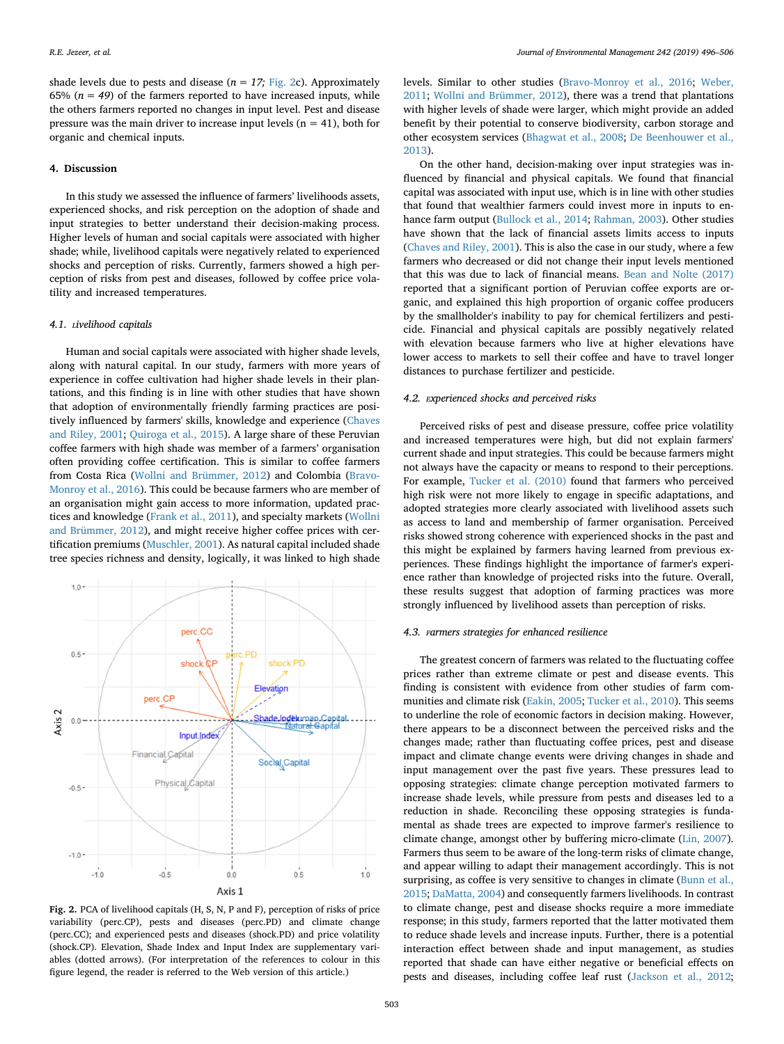shade levels due to pests and disease (*n = 17*; Fig. 2c). Approximately 65% (*n = 49*) of the farmers reported to have increased inputs, while the others farmers reported no changes in input level. Pest and disease pressure was the main driver to increase input levels (n = 41), both for organic and chemical inputs.

## 4. Discussion

In this study we assessed the influence of farmers' livelihoods assets, experienced shocks, and risk perception on the adoption of shade and input strategies to better understand their decision-making process. Higher levels of human and social capitals were associated with higher shade; while, livelihood capitals were negatively related to experienced shocks and perception of risks. Currently, farmers showed a high perception of risks from pest and diseases, followed by coffee price volatility and increased temperatures.

### 4.1. Livelihood capitals

Human and social capitals were associated with higher shade levels, along with natural capital. In our study, farmers with more years of experience in coffee cultivation had higher shade levels in their plantations, and this finding is in line with other studies that have shown that adoption of environmentally friendly farming practices are positively influenced by farmers' skills, knowledge and experience (Chaves and Riley, 2001; Quiroga et al., 2015). A large share of these Peruvian coffee farmers with high shade was member of a farmers' organisation often providing coffee certification. This is similar to coffee farmers from Costa Rica (Wollni and Brümmer, 2012) and Colombia (Bravo-Monroy et al., 2016). This could be because farmers who are member of an organisation might gain access to more information, updated practices and knowledge (Frank et al., 2011), and specialty markets (Wollni and Brümmer, 2012), and might receive higher coffee prices with certification premiums (Muschler, 2001). As natural capital included shade tree species richness and density, logically, it was linked to high shade levels. Similar to other studies (Bravo-Monroy et al., 2016; Weber, 2011; Wollni and Brümmer, 2012), there was a trend that plantations with higher levels of shade were larger, which might provide an added benefit by their potential to conserve biodiversity, carbon storage and other ecosystem services (Bhagwat et al., 2008; De Beenhouwer et al., 2013).

On the other hand, decision-making over input strategies was influenced by financial and physical capitals. We found that financial capital was associated with input use, which is in line with other studies that found that wealthier farmers could invest more in inputs to enhance farm output (Bullock et al., 2014; Rahman, 2003). Other studies have shown that the lack of financial assets limits access to inputs (Chaves and Riley, 2001). This is also the case in our study, where a few farmers who decreased or did not change their input levels mentioned that this was due to lack of financial means. Bean and Nolte (2017) reported that a significant portion of Peruvian coffee exports are organic, and explained this high proportion of organic coffee producers by the smallholder's inability to pay for chemical fertilizers and pesticide. Financial and physical capitals are possibly negatively related with elevation because farmers who live at higher elevations have lower access to markets to sell their coffee and have to travel longer distances to purchase fertilizer and pesticide.

Fig. 2. PCA of livelihood capitals (H, S, N, P and F), perception of risks of price variability (perc.CP), pests and diseases (perc.PD) and climate change (perc.CC); and experienced pests and diseases (shock.PD) and price volatility (shock.CP). Elevation, Shade Index and Input Index are supplementary variables (dotted arrows). (For interpretation of the references to colour in this figure legend, the reader is referred to the Web version of this article.)

### 4.2. Experienced shocks and perceived risks

Perceived risks of pest and disease pressure, coffee price volatility and increased temperatures were high, but did not explain farmers' current shade and input strategies. This could be because farmers might not always have the capacity or means to respond to their perceptions. For example, Tucker et al. (2010) found that farmers who perceived high risk were not more likely to engage in specific adaptations, and adopted strategies more clearly associated with livelihood assets such as access to land and membership of farmer organisation. Perceived risks showed strong coherence with experienced shocks in the past and this might be explained by farmers having learned from previous experiences. These findings highlight the importance of farmer's experience rather than knowledge of projected risks into the future. Overall, these results suggest that adoption of farming practices was more strongly influenced by livelihood assets than perception of risks.

### 4.3. Farmers strategies for enhanced resilience

The greatest concern of farmers was related to the fluctuating coffee prices rather than extreme climate or pest and disease events. This finding is consistent with evidence from other studies of farm communities and climate risk (Eakin, 2005; Tucker et al., 2010). This seems to underline the role of economic factors in decision making. However, there appears to be a disconnect between the perceived risks and the changes made; rather than fluctuating coffee prices, pest and disease impact and climate change events were driving changes in shade and input management over the past five years. These pressures lead to opposing strategies: climate change perception motivated farmers to increase shade levels, while pressure from pests and diseases led to a reduction in shade. Reconciling these opposing strategies is fundamental as shade trees are expected to improve farmer's resilience to climate change, amongst other by buffering micro-climate (Lin, 2007). Farmers thus seem to be aware of the long-term risks of climate change, and appear willing to adapt their management accordingly. This is not surprising, as coffee is very sensitive to changes in climate (Bunn et al., 2015; DaMatta, 2004) and consequently farmers livelihoods. In contrast to climate change, pest and disease shocks require a more immediate response; in this study, farmers reported that the latter motivated them to reduce shade levels and increase inputs. Further, there is a potential interaction effect between shade and input management, as studies reported that shade can have either negative or beneficial effects on pests and diseases, including coffee leaf rust (Jackson et al., 2012;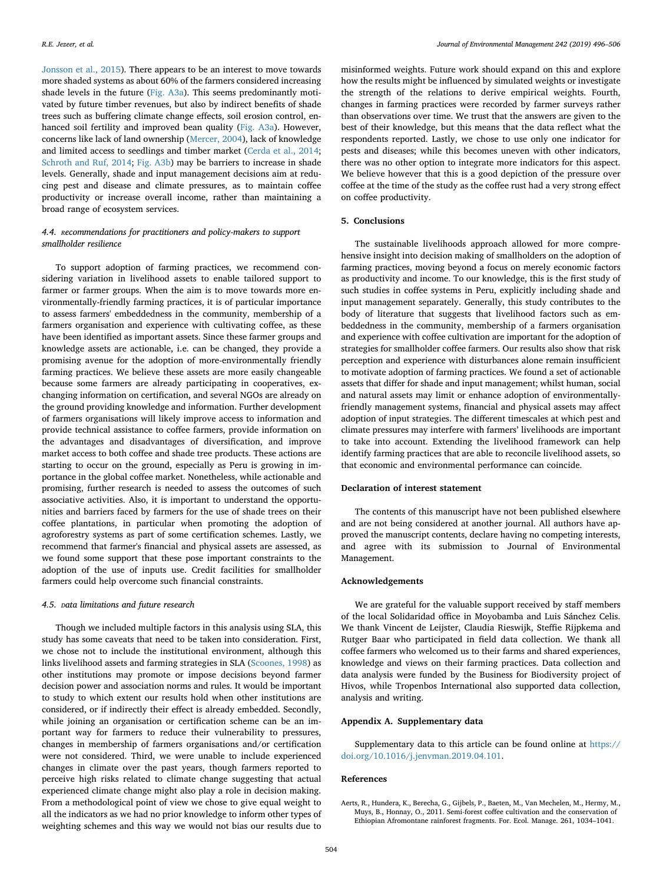Jonsson et al., 2015). There appears to be an interest to move towards more shaded systems as about 60% of the farmers considered increasing shade levels in the future (Fig. A3a). This seems predominantly motivated by future timber revenues, but also by indirect benefits of shade trees such as buffering climate change effects, soil erosion control, enhanced soil fertility and improved bean quality (Fig. A3a). However, concerns like lack of land ownership (Mercer, 2004), lack of knowledge and limited access to seedlings and timber market (Cerda et al., 2014; Schroth and Ruf, 2014; Fig. A3b) may be barriers to increase in shade levels. Generally, shade and input management decisions aim at reducing pest and disease and climate pressures, as to maintain coffee productivity or increase overall income, rather than maintaining a broad range of ecosystem services.

### 4.4. Recommendations for practitioners and policy-makers to support smallholder resilience

To support adoption of farming practices, we recommend considering variation in livelihood assets to enable tailored support to farmer or farmer groups. When the aim is to move towards more environmentally-friendly farming practices, it is of particular importance to assess farmers' embeddedness in the community, membership of a farmers organisation and experience with cultivating coffee, as these have been identified as important assets. Since these farmer groups and knowledge assets are actionable, i.e. can be changed, they provide a promising avenue for the adoption of more-environmentally friendly farming practices. We believe these assets are more easily changeable because some farmers are already participating in cooperatives, exchanging information on certification, and several NGOs are already on the ground providing knowledge and information. Further development of farmers organisations will likely improve access to information and provide technical assistance to coffee farmers, provide information on the advantages and disadvantages of diversification, and improve market access to both coffee and shade tree products. These actions are starting to occur on the ground, especially as Peru is growing in importance in the global coffee market. Nonetheless, while actionable and promising, further research is needed to assess the outcomes of such associative activities. Also, it is important to understand the opportunities and barriers faced by farmers for the use of shade trees on their coffee plantations, in particular when promoting the adoption of agroforestry systems as part of some certification schemes. Lastly, we recommend that farmer's financial and physical assets are assessed, as we found some support that these pose important constraints to the adoption of the use of inputs use. Credit facilities for smallholder farmers could help overcome such financial constraints.

### 4.5. Data limitations and future research

Though we included multiple factors in this analysis using SLA, this study has some caveats that need to be taken into consideration. First, we chose not to include the institutional environment, although this links livelihood assets and farming strategies in SLA (Scoones, 1998) as other institutions may promote or impose decisions beyond farmer decision power and association norms and rules. It would be important to study to which extent our results hold when other institutions are considered, or if indirectly their effect is already embedded. Secondly, while joining an organisation or certification scheme can be an important way for farmers to reduce their vulnerability to pressures, changes in membership of farmers organisations and/or certification were not considered. Third, we were unable to include experienced changes in climate over the past years, though farmers reported to perceive high risks related to climate change suggesting that actual experienced climate change might also play a role in decision making. From a methodological point of view we chose to give equal weight to all the indicators as we had no prior knowledge to inform other types of weighting schemes and this way we would not bias our results due to misinformed weights. Future work should expand on this and explore how the results might be influenced by simulated weights or investigate the strength of the relations to derive empirical weights. Fourth, changes in farming practices were recorded by farmer surveys rather than observations over time. We trust that the answers are given to the best of their knowledge, but this means that the data reflect what the respondents reported. Lastly, we chose to use only one indicator for pests and diseases; while this becomes uneven with other indicators, there was no other option to integrate more indicators for this aspect. We believe however that this is a good depiction of the pressure over coffee at the time of the study as the coffee rust had a very strong effect on coffee productivity.

## 5. Conclusions

The sustainable livelihoods approach allowed for more comprehensive insight into decision making of smallholders on the adoption of farming practices, moving beyond a focus on merely economic factors as productivity and income. To our knowledge, this is the first study of such studies in coffee systems in Peru, explicitly including shade and input management separately. Generally, this study contributes to the body of literature that suggests that livelihood factors such as embeddedness in the community, membership of a farmers organisation and experience with coffee cultivation are important for the adoption of strategies for smallholder coffee farmers. Our results also show that risk perception and experience with disturbances alone remain insufficient to motivate adoption of farming practices. We found a set of actionable assets that differ for shade and input management; whilst human, social and natural assets may limit or enhance adoption of environmentally-friendly management systems, financial and physical assets may affect adoption of input strategies. The different timescales at which pest and climate pressures may interfere with farmers' livelihoods are important to take into account. Extending the livelihood framework can help identify farming practices that are able to reconcile livelihood assets, so that economic and environmental performance can coincide.

## Declaration of interest statement

The contents of this manuscript have not been published elsewhere and are not being considered at another journal. All authors have approved the manuscript contents, declare having no competing interests, and agree with its submission to Journal of Environmental Management.

## Acknowledgements

We are grateful for the valuable support received by staff members of the local Solidaridad office in Moyobamba and Luis Sánchez Celis. We thank Vincent de Leijster, Claudia Rieswijk, Steffie Rijpkema and Rutger Baar who participated in field data collection. We thank all coffee farmers who welcomed us to their farms and shared experiences, knowledge and views on their farming practices. Data collection and data analysis were funded by the Business for Biodiversity project of Hivos, while Tropenbos International also supported data collection, analysis and writing.

## Appendix A. Supplementary data

Supplementary data to this article can be found online at https://doi.org/10.1016/j.jenvman.2019.04.101.

## References

Aerts, R., Hundera, K., Berecha, G., Gijbels, P., Baeten, M., Van Mechelen, M., Hermy, M., Muys, B., Honnay, O., 2011. Semi-forest coffee cultivation and the conservation of Ethiopian Afromontane rainforest fragments. For. Ecol. Manage. 261, 1034–1041.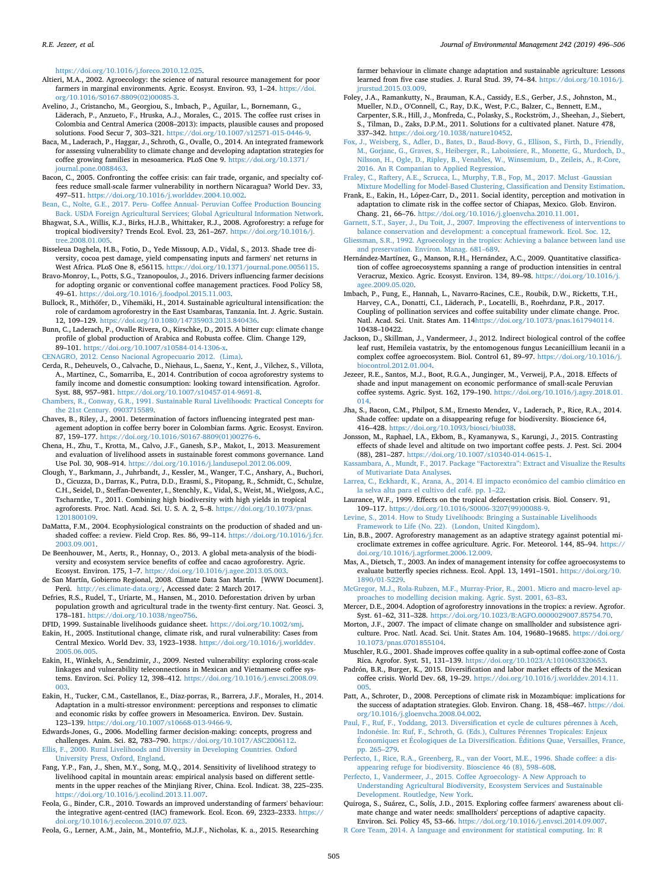https://doi.org/10.1016/j.foreco.2010.12.025.

Altieri, M.A., 2002. Agroecology: the science of natural resource management for poor farmers in marginal environments. Agric. Ecosyst. Environ. 93, 1–24. https://doi.org/10.1016/S0167-8809(02)00085-3.

Avelino, J., Cristancho, M., Georgiou, S., Imbach, P., Aguilar, L., Bornemann, G., Läderach, P., Anzueto, F., Hruska, A.J., Morales, C., 2015. The coffee rust crises in Colombia and Central America (2008–2013): impacts, plausible causes and proposed solutions. Food Secur 7, 303–321. https://doi.org/10.1007/s12571-015-0446-9.

Baca, M., Laderach, P., Haggar, J., Schroth, G., Ovalle, O., 2014. An integrated framework for assessing vulnerability to climate change and developing adaptation strategies for coffee growing families in mesoamerica. PLoS One 9. https://doi.org/10.1371/journal.pone.0088463.

Bacon, C., 2005. Confronting the coffee crisis: can fair trade, organic, and specialty coffees reduce small-scale farmer vulnerability in northern Nicaragua? World Dev. 33, 497–511. https://doi.org/10.1016/j.worlddev.2004.10.002.

Bean, C., Nolte, G.E., 2017. Peru- Coffee Annual- Peruvian Coffee Production Bouncing Back. USDA Foreign Agricultural Services; Global Agricultural Information Network.

Bhagwat, S.A., Willis, K.J., Birks, H.J.B., Whittaker, R.J., 2008. Agroforestry: a refuge for tropical biodiversity? Trends Ecol. Evol. 23, 261–267. https://doi.org/10.1016/j.tree.2008.01.005.

Bisseleua Daghela, H.B., Fotio, D., Yede Missoup, A.D., Vidal, S., 2013. Shade tree diversity, cocoa pest damage, yield compensating inputs and farmers' net returns in West Africa. PLoS One 8, e56115. https://doi.org/10.1371/journal.pone.0056115.

Bravo-Monroy, L., Potts, S.G., Tzanopoulos, J., 2016. Drivers influencing farmer decisions for adopting organic or conventional coffee management practices. Food Policy 58, 49–61. https://doi.org/10.1016/j.foodpol.2015.11.003.

Bullock, R., Mithöfer, D., Vihemäki, H., 2014. Sustainable agricultural intensification: the role of cardamom agroforestry in the East Usambaras, Tanzania. Int. J. Agric. Sustain. 12, 109–129. https://doi.org/10.1080/14735903.2013.840436.

Bunn, C., Laderach, P., Ovalle Rivera, O., Kirschke, D., 2015. A bitter cup: climate change profile of global production of Arabica and Robusta coffee. Clim. Change 129, 89–101. https://doi.org/10.1007/s10584-014-1306-x.

CENAGRO, 2012. Censo Nacional Agropecuario 2012. (Lima).

Cerda, R., Deheuvels, O., Calvache, D., Niehaus, L., Saenz, Y., Kent, J., Vilchez, S., Villota, A., Martinez, C., Somarriba, E., 2014. Contribution of cocoa agroforestry systems to family income and domestic consumption: looking toward intensification. Agrofor. Syst. 88, 957–981. https://doi.org/10.1007/s10457-014-9691-8.

Chambers, R., Conway, G.R., 1991. Sustainable Rural Livelihoods: Practical Concepts for the 21st Century. 0903715589.

Chaves, B., Riley, J., 2001. Determination of factors influencing integrated pest management adoption in coffee berry borer in Colombian farms. Agric. Ecosyst. Environ. 87, 159–177. https://doi.org/10.1016/S0167-8809(01)00276-6.

Chena, H., Zhu, T., Krotta, M., Calvo, J.F., Ganesh, S.P., Makot, I., 2013. Measurement and evaluation of livelihood assets in sustainable forest commons governance. Land Use Pol. 30, 908–914. https://doi.org/10.1016/j.landusepol.2012.06.009.

Clough, Y., Barkmann, J., Juhrbandt, J., Kessler, M., Wanger, T.C., Anshary, A., Buchori, D., Cicuzza, D., Darras, K., Putra, D.D., Erasmi, S., Pitopang, R., Schmidt, C., Schulze, C.H., Seidel, D., Steffan-Dewenter, I., Stenchly, K., Vidal, S., Weist, M., Wielgoss, A.C., Tscharntke, T., 2011. Combining high biodiversity with high yields in tropical agroforests. Proc. Natl. Acad. Sci. U. S. A. 2, 5–8. https://doi.org/10.1073/pnas.1201800109.

DaMatta, F.M., 2004. Ecophysiological constraints on the production of shaded and unshaded coffee: a review. Field Crop. Res. 86, 99–114. https://doi.org/10.1016/j.fcr.2003.09.001.

De Beenhouwer, M., Aerts, R., Honnay, O., 2013. A global meta-analysis of the biodiversity and ecosystem service benefits of coffee and cacao agroforestry. Agric. Ecosyst. Environ. 175, 1–7. https://doi.org/10.1016/j.agee.2013.05.003.

de San Martín, Gobierno Regional, 2008. Climate Data San Martín. [WWW Document]. Perú. http://es.climate-data.org/, Accessed date: 2 March 2017.

Defries, R.S., Rudel, T., Uriarte, M., Hansen, M., 2010. Deforestation driven by urban population growth and agricultural trade in the twenty-first century. Nat. Geosci. 3, 178–181. https://doi.org/10.1038/ngeo756.

DFID, 1999. Sustainable livelihoods guidance sheet. https://doi.org/10.1002/smj.

Eakin, H., 2005. Institutional change, climate risk, and rural vulnerability: Cases from Central Mexico. World Dev. 33, 1923–1938. https://doi.org/10.1016/j.worlddev.2005.06.005.

Eakin, H., Winkels, A., Sendzimir, J., 2009. Nested vulnerability: exploring cross-scale linkages and vulnerability teleconnections in Mexican and Vietnamese coffee systems. Environ. Sci. Policy 12, 398–412. https://doi.org/10.1016/j.envsci.2008.09.003.

Eakin, H., Tucker, C.M., Castellanos, E., Diaz-porras, R., Barrera, J.F., Morales, H., 2014. Adaptation in a multi-stressor environment: perceptions and responses to climatic and economic risks by coffee growers in Mesoamerica. Environ. Dev. Sustain. 123–139. https://doi.org/10.1007/s10668-013-9466-9.

Edwards-Jones, G., 2006. Modelling farmer decision-making: concepts, progress and challenges. Anim. Sci. 82, 783–790. https://doi.org/10.1017/ASC2006112.

Ellis, F., 2000. Rural Livelihoods and Diversity in Developing Countries. Oxford University Press, Oxford, England.

Fang, Y.P., Fan, J., Shen, M.Y., Song, M.Q., 2014. Sensitivity of livelihood strategy to livelihood capital in mountain areas: empirical analysis based on different settlements in the upper reaches of the Minjiang River, China. Ecol. Indicat. 38, 225–235. https://doi.org/10.1016/j.ecolind.2013.11.007.

Feola, G., Binder, C.R., 2010. Towards an improved understanding of farmers' behaviour: the integrative agent-centred (IAC) framework. Ecol. Econ. 69, 2323–2333. https://doi.org/10.1016/j.ecolecon.2010.07.023.

Feola, G., Lerner, A.M., Jain, M., Montefrio, M.J.F., Nicholas, K. a., 2015. Researching farmer behaviour in climate change adaptation and sustainable agriculture: Lessons learned from five case studies. J. Rural Stud. 39, 74–84. https://doi.org/10.1016/j.jrurstud.2015.03.009.

Foley, J.A., Ramankutty, N., Brauman, K.A., Cassidy, E.S., Gerber, J.S., Johnston, M., Mueller, N.D., O'Connell, C., Ray, D.K., West, P.C., Balzer, C., Bennett, E.M., Carpenter, S.R., Hill, J., Monfreda, C., Polasky, S., Rockström, J., Sheehan, J., Siebert, S., Tilman, D., Zaks, D.P.M., 2011. Solutions for a cultivated planet. Nature 478, 337–342. https://doi.org/10.1038/nature10452.

Fox, J., Weisberg, S., Adler, D., Bates, D., Baud-Bovy, G., Ellison, S., Firth, D., Friendly, M., Gorjanc, G., Graves, S., Heiberger, R., Laboissiere, R., Monette, G., Murdoch, D., Nilsson, H., Ogle, D., Ripley, B., Venables, W., Winsemium, D., Zeileis, A., R-Core, 2016. An R Companian to Applied Regression.

Fraley, C., Raftery, A.E., Scrucca, L., Murphy, T.B., Fop, M., 2017. Mclust -Gaussian Mixture Modelling for Model-Based Clustering, Classification and Density Estimation.

Frank, E., Eakin, H., López-Carr, D., 2011. Social identity, perception and motivation in adaptation to climate risk in the coffee sector of Chiapas, Mexico. Glob. Environ. Chang. 21, 66–76. https://doi.org/10.1016/j.gloenvcha.2010.11.001.

Garnett, S.T., Sayer, J., Du Toit, J., 2007. Improving the effectiveness of interventions to balance conservation and development: a conceptual framework. Ecol. Soc. 12.

Gliessman, S.R., 1992. Agroecology in the tropics: Achieving a balance between land use and preservation. Environ. Manag. 681–689.

Hernández-Martínez, G., Manson, R.H., Hernández, A.C., 2009. Quantitative classification of coffee agroecosystems spanning a range of production intensities in central Veracruz, Mexico. Agric. Ecosyst. Environ. 134, 89–98. https://doi.org/10.1016/j.agee.2009.05.020.

Imbach, P., Fung, E., Hannah, L., Navarro-Racines, C.E., Roubik, D.W., Ricketts, T.H., Harvey, C.A., Donatti, C.I., Läderach, P., Locatelli, B., Roehrdanz, P.R., 2017. Coupling of pollination services and coffee suitability under climate change. Proc. Natl. Acad. Sci. Unit. States Am. 114https://doi.org/10.1073/pnas.1617940114. 10438–10422.

Jackson, D., Skillman, J., Vandermeer, J., 2012. Indirect biological control of the coffee leaf rust, Hemileia vastatrix, by the entomogenous fungus Lecanicillium lecanii in a complex coffee agroecosystem. Biol. Control 61, 89–97. https://doi.org/10.1016/j.biocontrol.2012.01.004.

Jezeer, R.E., Santos, M.J., Boot, R.G.A., Junginger, M., Verweij, P.A., 2018. Effects of shade and input management on economic performance of small-scale Peruvian coffee systems. Agric. Syst. 162, 179–190. https://doi.org/10.1016/j.agsy.2018.01.014.

Jha, S., Bacon, C.M., Philpot, S.M., Ernesto Mendez, V., Laderach, P., Rice, R.A., 2014. Shade coffee: update on a disappearing refuge for biodiversity. Bioscience 64, 416–428. https://doi.org/10.1093/biosci/biu038.

Jonsson, M., Raphael, I.A., Ekbom, B., Kyamanywa, S., Karungi, J., 2015. Contrasting effects of shade level and altitude on two important coffee pests. J. Pest. Sci. 2004 (88), 281–287. https://doi.org/10.1007/s10340-014-0615-1.

Kassambara, A., Mundt, F., 2017. Package "Factorextra": Extract and Visualize the Results of Mutivariate Data Analyses.

Larrea, C., Eckhardt, K., Arana, A., 2014. El impacto económico del cambio climático en la selva alta para el cultivo del café. pp. 1–22.

Laurance, W.F., 1999. Effects on the tropical deforestation crisis. Biol. Conserv. 91, 109–117. https://doi.org/10.1016/S0006-3207(99)00088-9.

Levine, S., 2014. How to Study Livelihoods: Bringing a Sustainable Livelihoods Framework to Life (No. 22). (London, United Kingdom).

Lin, B.B., 2007. Agroforestry management as an adaptive strategy against potential microclimate extremes in coffee agriculture. Agric. For. Meteorol. 144, 85–94. https://doi.org/10.1016/j.agrformet.2006.12.009.

Mas, A., Dietsch, T., 2003. An index of management intensity for coffee agroecosystems to evaluate butterfly species richness. Ecol. Appl. 13, 1491–1501. https://doi.org/10.1890/01-5229.

McGregor, M.J., Rola-Rubzen, M.F., Murray-Prior, R., 2001. Micro and macro-level approaches to modelling decision making. Agric. Syst. 2001, 63–83.

Mercer, D.E., 2004. Adoption of agroforestry innovations in the tropics: a review. Agrofor. Syst. 61–62, 311–328. https://doi.org/10.1023/B:AGFO.0000029007.85754.70.

Morton, J.F., 2007. The impact of climate change on smallholder and subsistence agriculture. Proc. Natl. Acad. Sci. Unit. States Am. 104, 19680–19685. https://doi.org/10.1073/pnas.0701855104.

Muschler, R.G., 2001. Shade improves coffee quality in a sub-optimal coffee-zone of Costa Rica. Agrofor. Syst. 51, 131–139. https://doi.org/10.1023/A:1010603320653.

Padrón, B.R., Burger, K., 2015. Diversification and labor market effects of the Mexican coffee crisis. World Dev. 68, 19–29. https://doi.org/10.1016/j.worlddev.2014.11.005.

Patt, A., Schroter, D., 2008. Perceptions of climate risk in Mozambique: implications for the success of adaptation strategies. Glob. Environ. Chang. 18, 458–467. https://doi.org/10.1016/j.gloenvcha.2008.04.002.

Paul, F., Ruf, F., Yoddang, 2013. Diversification et cycle de cultures pérennes à Aceh, Indonésie. In: Ruf, F., Schroth, G. (Eds.), Cultures Pérennes Tropicales: Enjeux Économiques et Écologiques de La Diversification. Éditions Quae, Versailles, France, pp. 265–279.

Perfecto, I., Rice, R.A., Greenberg, R., van der Voort, M.E., 1996. Shade coffee: a disappearing refuge for biodiversity. Bioscience 46 (8), 598–608.

Perfecto, I., Vandermeer, J., 2015. Coffee Agroecology- A New Approach to Understanding Agricultural Biodiversity, Ecosystem Services and Sustainable Development. Routledge, New York.

Quiroga, S., Suárez, C., Solís, J.D., 2015. Exploring coffee farmers' awareness about climate change and water needs: smallholders' perceptions of adaptive capacity. Environ. Sci. Policy 45, 53–66. https://doi.org/10.1016/j.envsci.2014.09.007.

R Core Team, 2014. A language and environment for statistical computing. In: R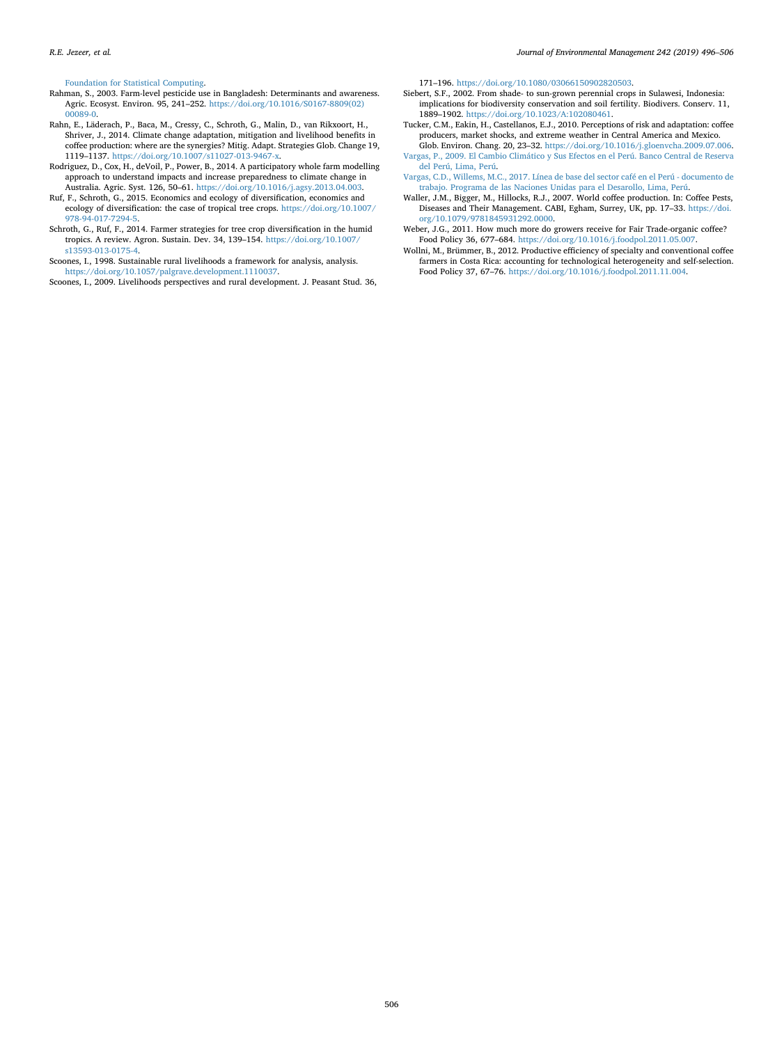Foundation for Statistical Computing.

Rahman, S., 2003. Farm-level pesticide use in Bangladesh: Determinants and awareness. Agric. Ecosyst. Environ. 95, 241–252. https://doi.org/10.1016/S0167-8809(02)00089-0.

Rahn, E., Läderach, P., Baca, M., Cressy, C., Schroth, G., Malin, D., van Rikxoort, H., Shriver, J., 2014. Climate change adaptation, mitigation and livelihood benefits in coffee production: where are the synergies? Mitig. Adapt. Strategies Glob. Change 19, 1119–1137. https://doi.org/10.1007/s11027-013-9467-x.

Rodriguez, D., Cox, H., deVoil, P., Power, B., 2014. A participatory whole farm modelling approach to understand impacts and increase preparedness to climate change in Australia. Agric. Syst. 126, 50–61. https://doi.org/10.1016/j.agsy.2013.04.003.

Ruf, F., Schroth, G., 2015. Economics and ecology of diversification, economics and ecology of diversification: the case of tropical tree crops. https://doi.org/10.1007/978-94-017-7294-5.

Schroth, G., Ruf, F., 2014. Farmer strategies for tree crop diversification in the humid tropics. A review. Agron. Sustain. Dev. 34, 139–154. https://doi.org/10.1007/s13593-013-0175-4.

Scoones, I., 1998. Sustainable rural livelihoods a framework for analysis, analysis. https://doi.org/10.1057/palgrave.development.1110037.

Scoones, I., 2009. Livelihoods perspectives and rural development. J. Peasant Stud. 36, 171–196. https://doi.org/10.1080/03066150902820503.

Siebert, S.F., 2002. From shade- to sun-grown perennial crops in Sulawesi, Indonesia: implications for biodiversity conservation and soil fertility. Biodivers. Conserv. 11, 1889–1902. https://doi.org/10.1023/A:102080461.

Tucker, C.M., Eakin, H., Castellanos, E.J., 2010. Perceptions of risk and adaptation: coffee producers, market shocks, and extreme weather in Central America and Mexico. Glob. Environ. Chang. 20, 23–32. https://doi.org/10.1016/j.gloenvcha.2009.07.006.

Vargas, P., 2009. El Cambio Climático y Sus Efectos en el Perú. Banco Central de Reserva del Perú, Lima, Perú.

Vargas, C.D., Willems, M.C., 2017. Línea de base del sector café en el Perú - documento de trabajo. Programa de las Naciones Unidas para el Desarollo, Lima, Perú.

Waller, J.M., Bigger, M., Hillocks, R.J., 2007. World coffee production. In: Coffee Pests, Diseases and Their Management. CABI, Egham, Surrey, UK, pp. 17–33. https://doi.org/10.1079/9781845931292.0000.

Weber, J.G., 2011. How much more do growers receive for Fair Trade-organic coffee? Food Policy 36, 677–684. https://doi.org/10.1016/j.foodpol.2011.05.007.

Wollni, M., Brümmer, B., 2012. Productive efficiency of specialty and conventional coffee farmers in Costa Rica: accounting for technological heterogeneity and self-selection. Food Policy 37, 67–76. https://doi.org/10.1016/j.foodpol.2011.11.004.